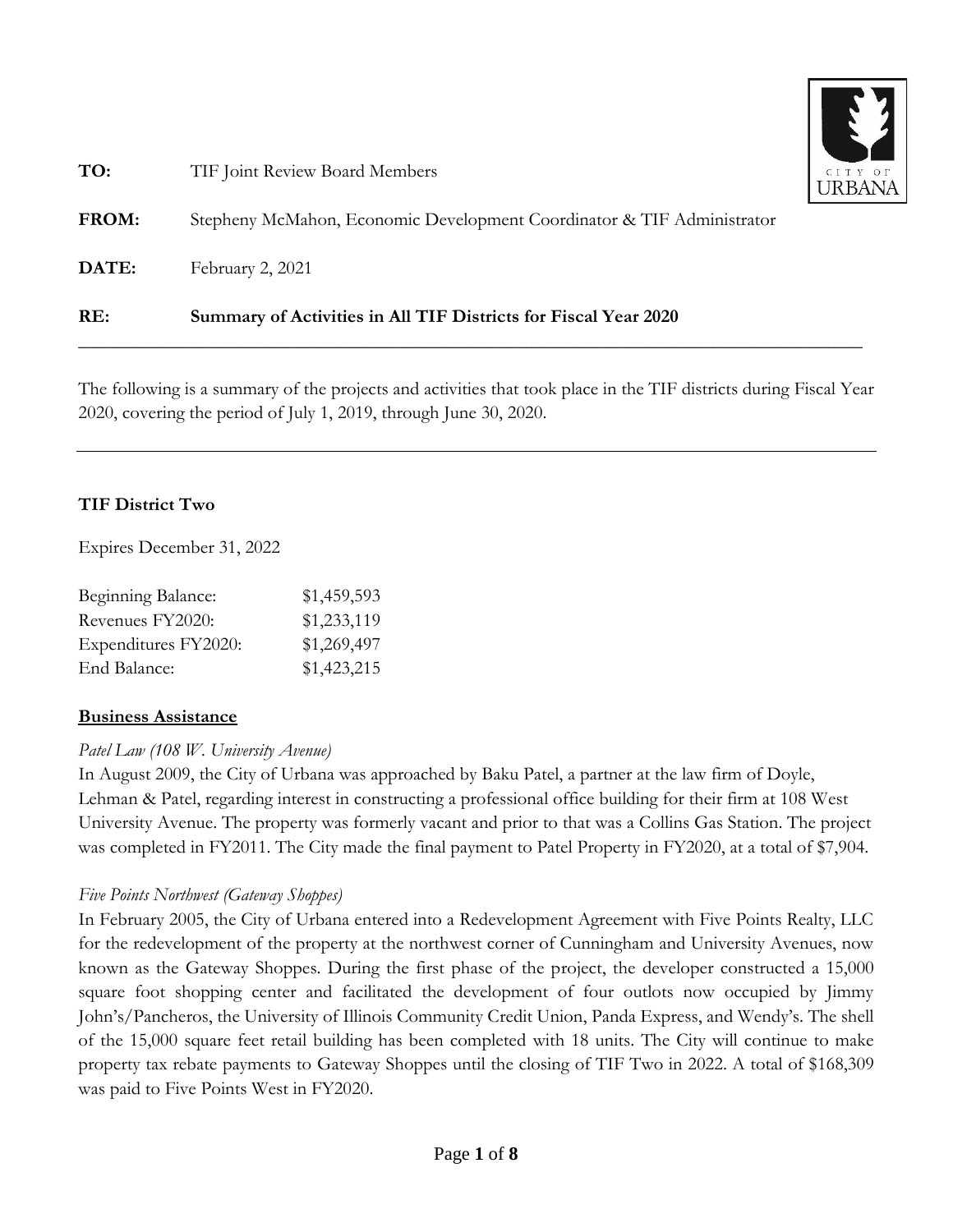**TO:** TIF Joint Review Board Members

**FROM:** Stepheny McMahon, Economic Development Coordinator & TIF Administrator

**DATE:** February 2, 2021

**RE:** **Summary of Activities in All TIF Districts for Fiscal Year 2020**

---

The following is a summary of the projects and activities that took place in the TIF districts during Fiscal Year 2020, covering the period of July 1, 2019, through June 30, 2020.

---

## TIF District Two

Expires December 31, 2022

| | |
|---|---|
| Beginning Balance: | $1,459,593 |
| Revenues FY2020: | $1,233,119 |
| Expenditures FY2020: | $1,269,497 |
| End Balance: | $1,423,215 |

### Business Assistance

*Patel Law (108 W. University Avenue)*

In August 2009, the City of Urbana was approached by Baku Patel, a partner at the law firm of Doyle, Lehman & Patel, regarding interest in constructing a professional office building for their firm at 108 West University Avenue. The property was formerly vacant and prior to that was a Collins Gas Station. The project was completed in FY2011. The City made the final payment to Patel Property in FY2020, at a total of $7,904.

*Five Points Northwest (Gateway Shoppes)*

In February 2005, the City of Urbana entered into a Redevelopment Agreement with Five Points Realty, LLC for the redevelopment of the property at the northwest corner of Cunningham and University Avenues, now known as the Gateway Shoppes. During the first phase of the project, the developer constructed a 15,000 square foot shopping center and facilitated the development of four outlots now occupied by Jimmy John's/Pancheros, the University of Illinois Community Credit Union, Panda Express, and Wendy's. The shell of the 15,000 square feet retail building has been completed with 18 units. The City will continue to make property tax rebate payments to Gateway Shoppes until the closing of TIF Two in 2022. A total of $168,309 was paid to Five Points West in FY2020.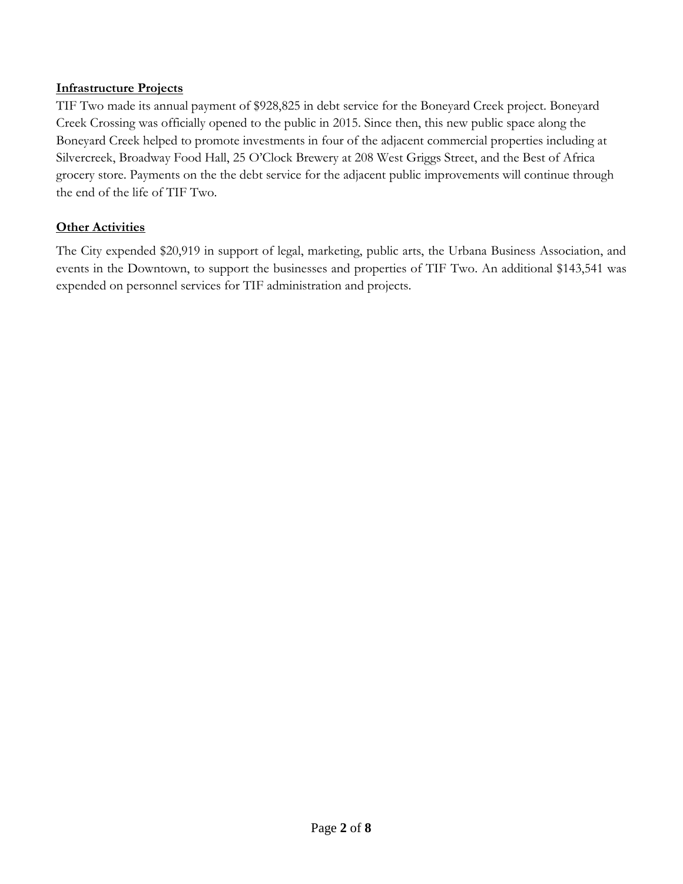**Infrastructure Projects**

TIF Two made its annual payment of $928,825 in debt service for the Boneyard Creek project. Boneyard Creek Crossing was officially opened to the public in 2015. Since then, this new public space along the Boneyard Creek helped to promote investments in four of the adjacent commercial properties including at Silvercreek, Broadway Food Hall, 25 O'Clock Brewery at 208 West Griggs Street, and the Best of Africa grocery store. Payments on the the debt service for the adjacent public improvements will continue through the end of the life of TIF Two.

**Other Activities**

The City expended $20,919 in support of legal, marketing, public arts, the Urbana Business Association, and events in the Downtown, to support the businesses and properties of TIF Two. An additional $143,541 was expended on personnel services for TIF administration and projects.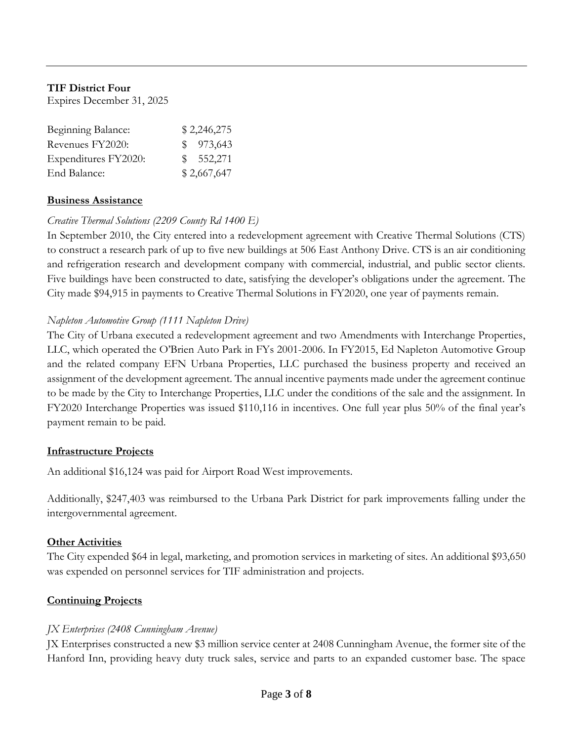**TIF District Four**
Expires December 31, 2025

| | |
|---|---|
| Beginning Balance: | $ 2,246,275 |
| Revenues FY2020: | $ 973,643 |
| Expenditures FY2020: | $ 552,271 |
| End Balance: | $ 2,667,647 |

**Business Assistance**

*Creative Thermal Solutions (2209 County Rd 1400 E)*
In September 2010, the City entered into a redevelopment agreement with Creative Thermal Solutions (CTS) to construct a research park of up to five new buildings at 506 East Anthony Drive. CTS is an air conditioning and refrigeration research and development company with commercial, industrial, and public sector clients. Five buildings have been constructed to date, satisfying the developer's obligations under the agreement. The City made $94,915 in payments to Creative Thermal Solutions in FY2020, one year of payments remain.

*Napleton Automotive Group (1111 Napleton Drive)*
The City of Urbana executed a redevelopment agreement and two Amendments with Interchange Properties, LLC, which operated the O'Brien Auto Park in FYs 2001-2006. In FY2015, Ed Napleton Automotive Group and the related company EFN Urbana Properties, LLC purchased the business property and received an assignment of the development agreement. The annual incentive payments made under the agreement continue to be made by the City to Interchange Properties, LLC under the conditions of the sale and the assignment. In FY2020 Interchange Properties was issued $110,116 in incentives. One full year plus 50% of the final year's payment remain to be paid.

**Infrastructure Projects**

An additional $16,124 was paid for Airport Road West improvements.

Additionally, $247,403 was reimbursed to the Urbana Park District for park improvements falling under the intergovernmental agreement.

**Other Activities**
The City expended $64 in legal, marketing, and promotion services in marketing of sites. An additional $93,650 was expended on personnel services for TIF administration and projects.

**Continuing Projects**

*JX Enterprises (2408 Cunningham Avenue)*
JX Enterprises constructed a new $3 million service center at 2408 Cunningham Avenue, the former site of the Hanford Inn, providing heavy duty truck sales, service and parts to an expanded customer base. The space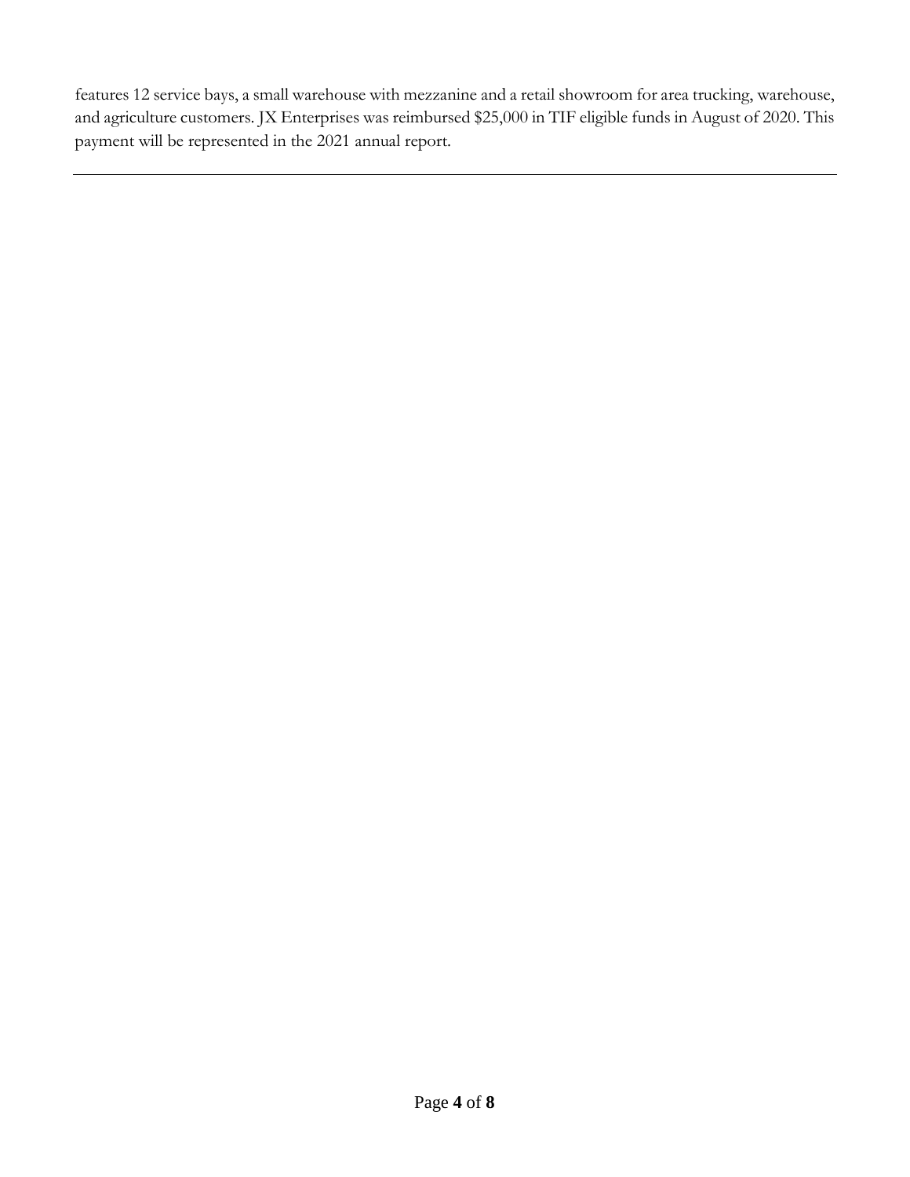features 12 service bays, a small warehouse with mezzanine and a retail showroom for area trucking, warehouse, and agriculture customers. JX Enterprises was reimbursed $25,000 in TIF eligible funds in August of 2020. This payment will be represented in the 2021 annual report.

---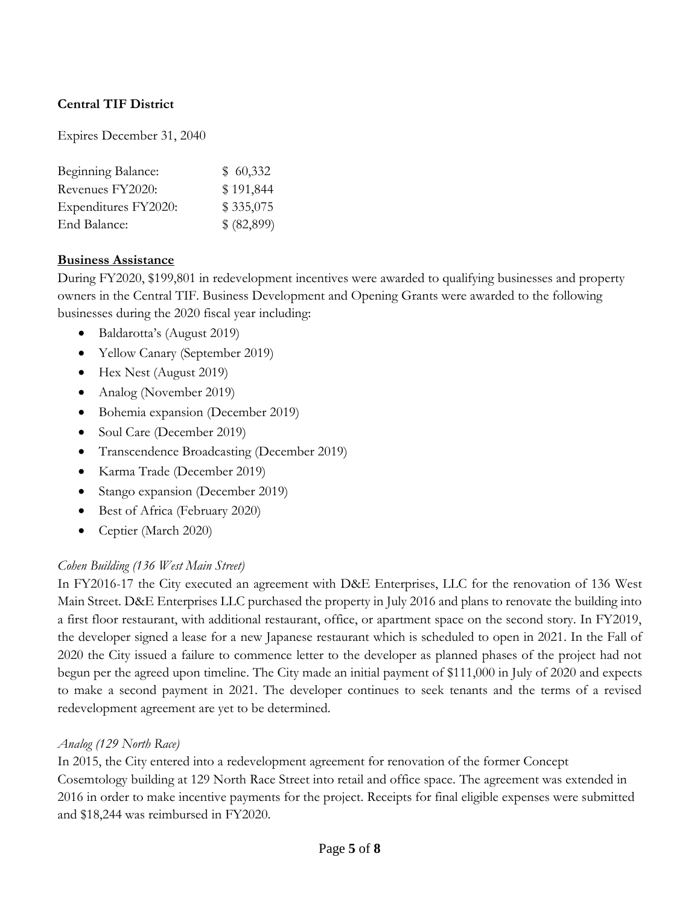**Central TIF District**

Expires December 31, 2040

| | |
|---|---|
| Beginning Balance: | $ 60,332 |
| Revenues FY2020: | $ 191,844 |
| Expenditures FY2020: | $ 335,075 |
| End Balance: | $ (82,899) |

**Business Assistance**

During FY2020, $199,801 in redevelopment incentives were awarded to qualifying businesses and property owners in the Central TIF. Business Development and Opening Grants were awarded to the following businesses during the 2020 fiscal year including:

- Baldarotta's (August 2019)
- Yellow Canary (September 2019)
- Hex Nest (August 2019)
- Analog (November 2019)
- Bohemia expansion (December 2019)
- Soul Care (December 2019)
- Transcendence Broadcasting (December 2019)
- Karma Trade (December 2019)
- Stango expansion (December 2019)
- Best of Africa (February 2020)
- Ceptier (March 2020)

*Cohen Building (136 West Main Street)*

In FY2016-17 the City executed an agreement with D&E Enterprises, LLC for the renovation of 136 West Main Street. D&E Enterprises LLC purchased the property in July 2016 and plans to renovate the building into a first floor restaurant, with additional restaurant, office, or apartment space on the second story. In FY2019, the developer signed a lease for a new Japanese restaurant which is scheduled to open in 2021. In the Fall of 2020 the City issued a failure to commence letter to the developer as planned phases of the project had not begun per the agreed upon timeline. The City made an initial payment of $111,000 in July of 2020 and expects to make a second payment in 2021. The developer continues to seek tenants and the terms of a revised redevelopment agreement are yet to be determined.

*Analog (129 North Race)*

In 2015, the City entered into a redevelopment agreement for renovation of the former Concept Cosemtology building at 129 North Race Street into retail and office space. The agreement was extended in 2016 in order to make incentive payments for the project. Receipts for final eligible expenses were submitted and $18,244 was reimbursed in FY2020.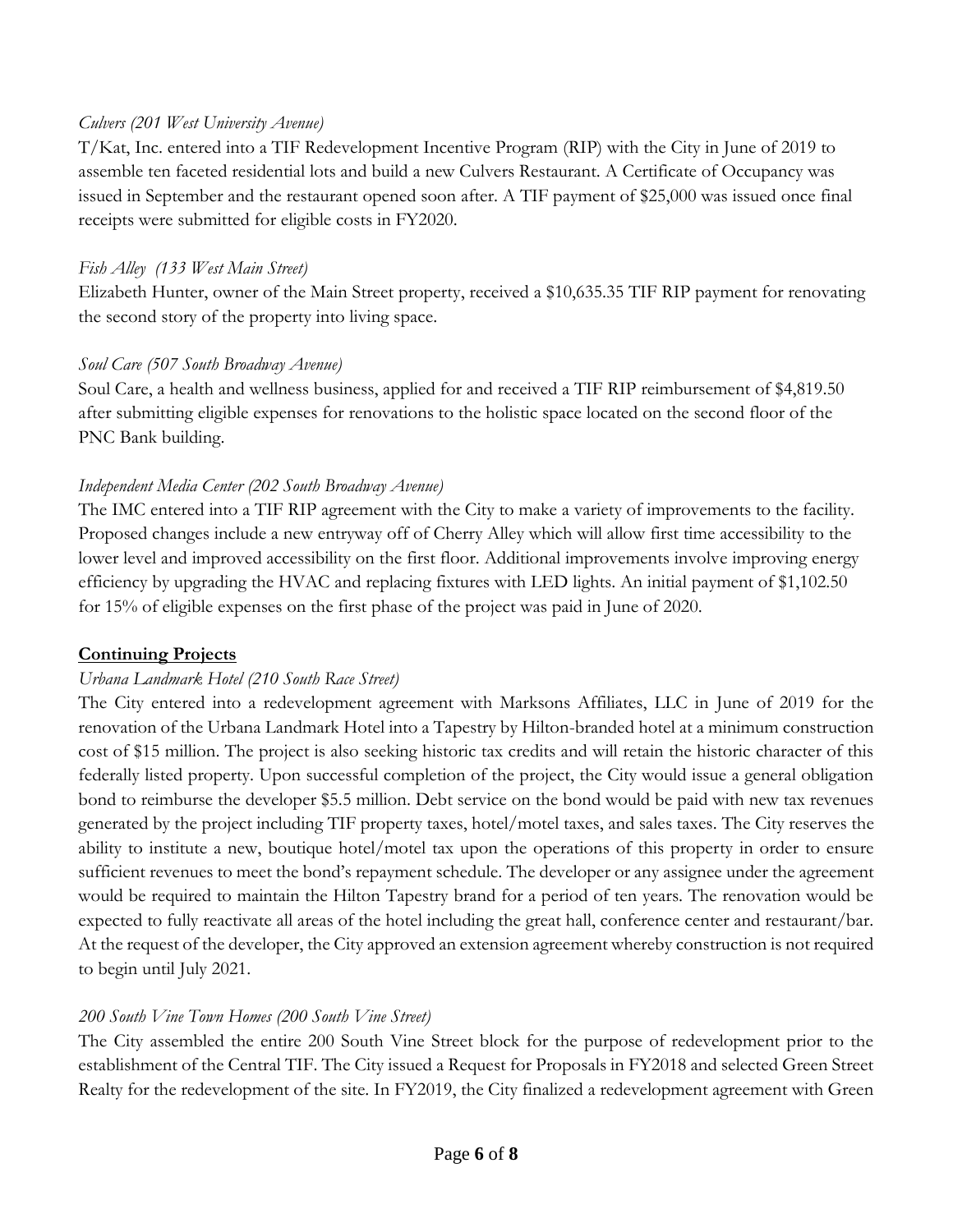*Culvers (201 West University Avenue)*

T/Kat, Inc. entered into a TIF Redevelopment Incentive Program (RIP) with the City in June of 2019 to assemble ten faceted residential lots and build a new Culvers Restaurant. A Certificate of Occupancy was issued in September and the restaurant opened soon after. A TIF payment of $25,000 was issued once final receipts were submitted for eligible costs in FY2020.

*Fish Alley (133 West Main Street)*

Elizabeth Hunter, owner of the Main Street property, received a $10,635.35 TIF RIP payment for renovating the second story of the property into living space.

*Soul Care (507 South Broadway Avenue)*

Soul Care, a health and wellness business, applied for and received a TIF RIP reimbursement of $4,819.50 after submitting eligible expenses for renovations to the holistic space located on the second floor of the PNC Bank building.

*Independent Media Center (202 South Broadway Avenue)*

The IMC entered into a TIF RIP agreement with the City to make a variety of improvements to the facility. Proposed changes include a new entryway off of Cherry Alley which will allow first time accessibility to the lower level and improved accessibility on the first floor. Additional improvements involve improving energy efficiency by upgrading the HVAC and replacing fixtures with LED lights. An initial payment of $1,102.50 for 15% of eligible expenses on the first phase of the project was paid in June of 2020.

**Continuing Projects**

*Urbana Landmark Hotel (210 South Race Street)*

The City entered into a redevelopment agreement with Marksons Affiliates, LLC in June of 2019 for the renovation of the Urbana Landmark Hotel into a Tapestry by Hilton-branded hotel at a minimum construction cost of $15 million. The project is also seeking historic tax credits and will retain the historic character of this federally listed property. Upon successful completion of the project, the City would issue a general obligation bond to reimburse the developer $5.5 million. Debt service on the bond would be paid with new tax revenues generated by the project including TIF property taxes, hotel/motel taxes, and sales taxes. The City reserves the ability to institute a new, boutique hotel/motel tax upon the operations of this property in order to ensure sufficient revenues to meet the bond's repayment schedule. The developer or any assignee under the agreement would be required to maintain the Hilton Tapestry brand for a period of ten years. The renovation would be expected to fully reactivate all areas of the hotel including the great hall, conference center and restaurant/bar. At the request of the developer, the City approved an extension agreement whereby construction is not required to begin until July 2021.

*200 South Vine Town Homes (200 South Vine Street)*

The City assembled the entire 200 South Vine Street block for the purpose of redevelopment prior to the establishment of the Central TIF. The City issued a Request for Proposals in FY2018 and selected Green Street Realty for the redevelopment of the site. In FY2019, the City finalized a redevelopment agreement with Green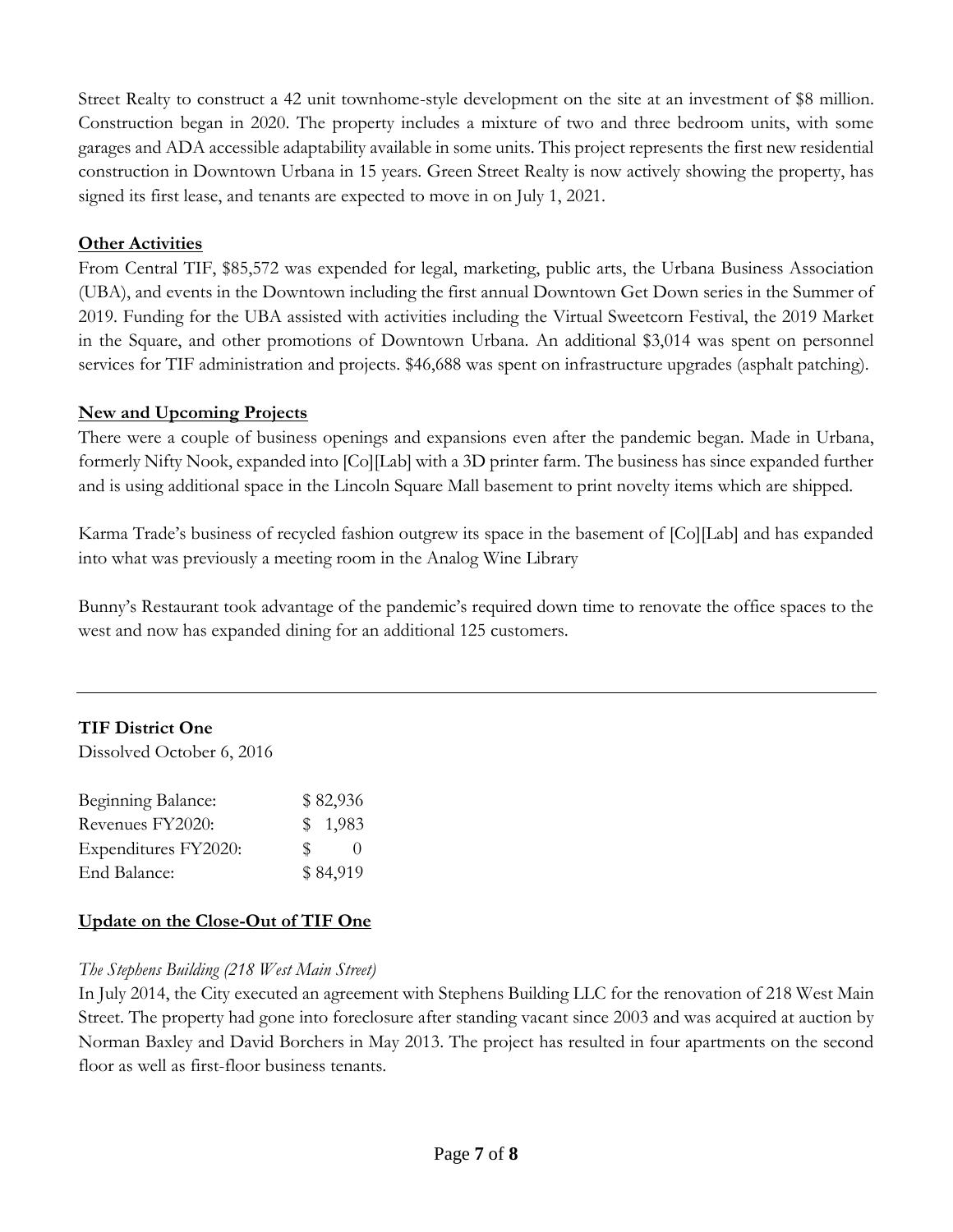Street Realty to construct a 42 unit townhome-style development on the site at an investment of $8 million. Construction began in 2020. The property includes a mixture of two and three bedroom units, with some garages and ADA accessible adaptability available in some units. This project represents the first new residential construction in Downtown Urbana in 15 years. Green Street Realty is now actively showing the property, has signed its first lease, and tenants are expected to move in on July 1, 2021.

**Other Activities**

From Central TIF, $85,572 was expended for legal, marketing, public arts, the Urbana Business Association (UBA), and events in the Downtown including the first annual Downtown Get Down series in the Summer of 2019. Funding for the UBA assisted with activities including the Virtual Sweetcorn Festival, the 2019 Market in the Square, and other promotions of Downtown Urbana. An additional $3,014 was spent on personnel services for TIF administration and projects. $46,688 was spent on infrastructure upgrades (asphalt patching).

**New and Upcoming Projects**

There were a couple of business openings and expansions even after the pandemic began. Made in Urbana, formerly Nifty Nook, expanded into [Co][Lab] with a 3D printer farm. The business has since expanded further and is using additional space in the Lincoln Square Mall basement to print novelty items which are shipped.

Karma Trade's business of recycled fashion outgrew its space in the basement of [Co][Lab] and has expanded into what was previously a meeting room in the Analog Wine Library

Bunny's Restaurant took advantage of the pandemic's required down time to renovate the office spaces to the west and now has expanded dining for an additional 125 customers.

---

**TIF District One**

Dissolved October 6, 2016

| | |
|---|---|
| Beginning Balance: | $ 82,936 |
| Revenues FY2020: | $ 1,983 |
| Expenditures FY2020: | $ 0 |
| End Balance: | $ 84,919 |

**Update on the Close-Out of TIF One**

*The Stephens Building (218 West Main Street)*

In July 2014, the City executed an agreement with Stephens Building LLC for the renovation of 218 West Main Street. The property had gone into foreclosure after standing vacant since 2003 and was acquired at auction by Norman Baxley and David Borchers in May 2013. The project has resulted in four apartments on the second floor as well as first-floor business tenants.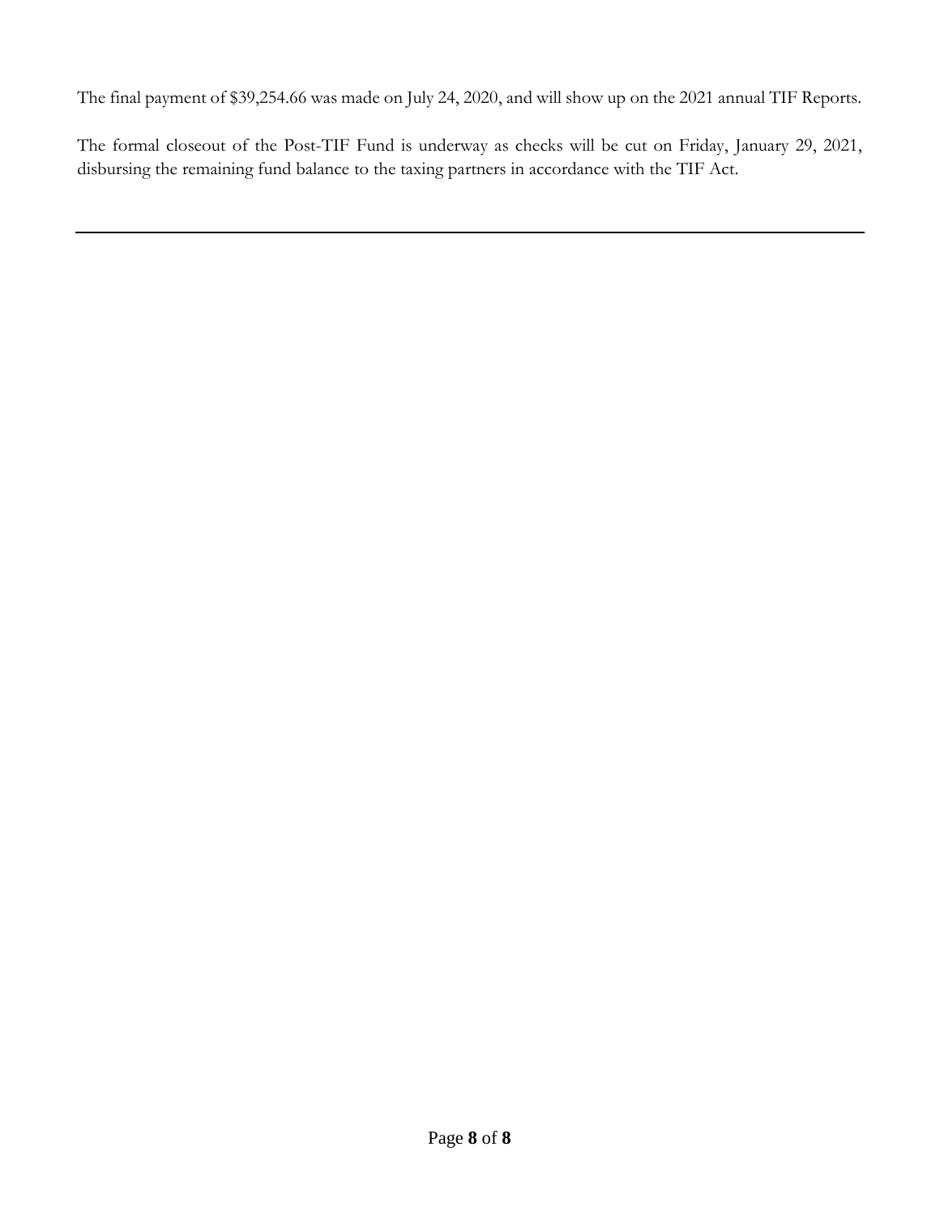The final payment of $39,254.66 was made on July 24, 2020, and will show up on the 2021 annual TIF Reports.

The formal closeout of the Post-TIF Fund is underway as checks will be cut on Friday, January 29, 2021, disbursing the remaining fund balance to the taxing partners in accordance with the TIF Act.

---